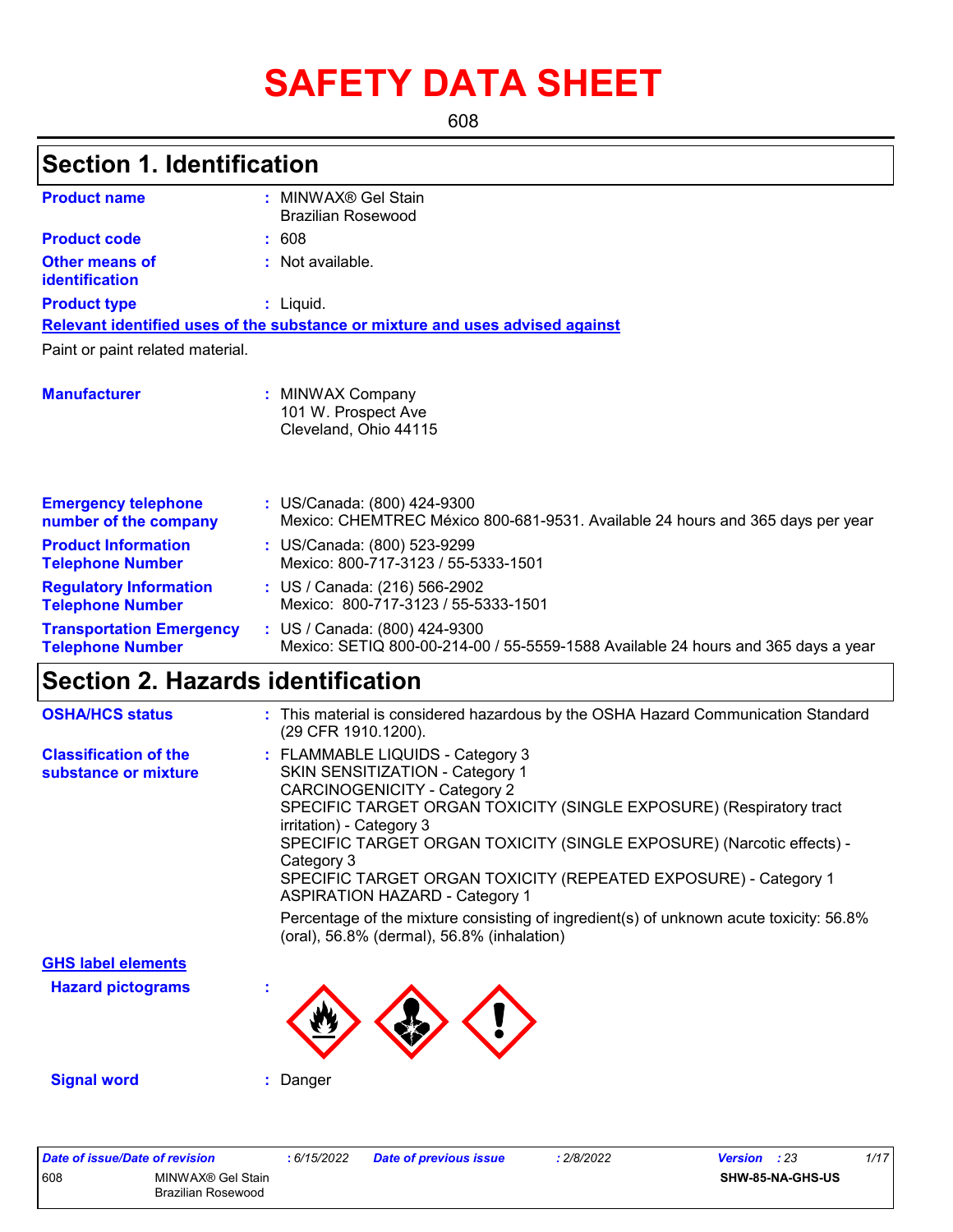# SAFETY DATA SHEET

608

## Section 1. Identification

**Product name** : MINWAX® Gel Stain
Brazilian Rosewood

**Product code** : 608

**Other means of identification** : Not available.

**Product type** : Liquid.

**Relevant identified uses of the substance or mixture and uses advised against**

Paint or paint related material.

**Manufacturer** : MINWAX Company
101 W. Prospect Ave
Cleveland, Ohio 44115

**Emergency telephone number of the company** : US/Canada: (800) 424-9300
Mexico: CHEMTREC México 800-681-9531. Available 24 hours and 365 days per year

**Product Information Telephone Number** : US/Canada: (800) 523-9299
Mexico: 800-717-3123 / 55-5333-1501

**Regulatory Information Telephone Number** : US / Canada: (216) 566-2902
Mexico: 800-717-3123 / 55-5333-1501

**Transportation Emergency Telephone Number** : US / Canada: (800) 424-9300
Mexico: SETIQ 800-00-214-00 / 55-5559-1588 Available 24 hours and 365 days a year

## Section 2. Hazards identification

**OSHA/HCS status** : This material is considered hazardous by the OSHA Hazard Communication Standard (29 CFR 1910.1200).

**Classification of the substance or mixture** : FLAMMABLE LIQUIDS - Category 3
SKIN SENSITIZATION - Category 1
CARCINOGENICITY - Category 2
SPECIFIC TARGET ORGAN TOXICITY (SINGLE EXPOSURE) (Respiratory tract irritation) - Category 3
SPECIFIC TARGET ORGAN TOXICITY (SINGLE EXPOSURE) (Narcotic effects) - Category 3
SPECIFIC TARGET ORGAN TOXICITY (REPEATED EXPOSURE) - Category 1
ASPIRATION HAZARD - Category 1

Percentage of the mixture consisting of ingredient(s) of unknown acute toxicity: 56.8% (oral), 56.8% (dermal), 56.8% (inhalation)

**GHS label elements**

**Hazard pictograms** :

**Signal word** : Danger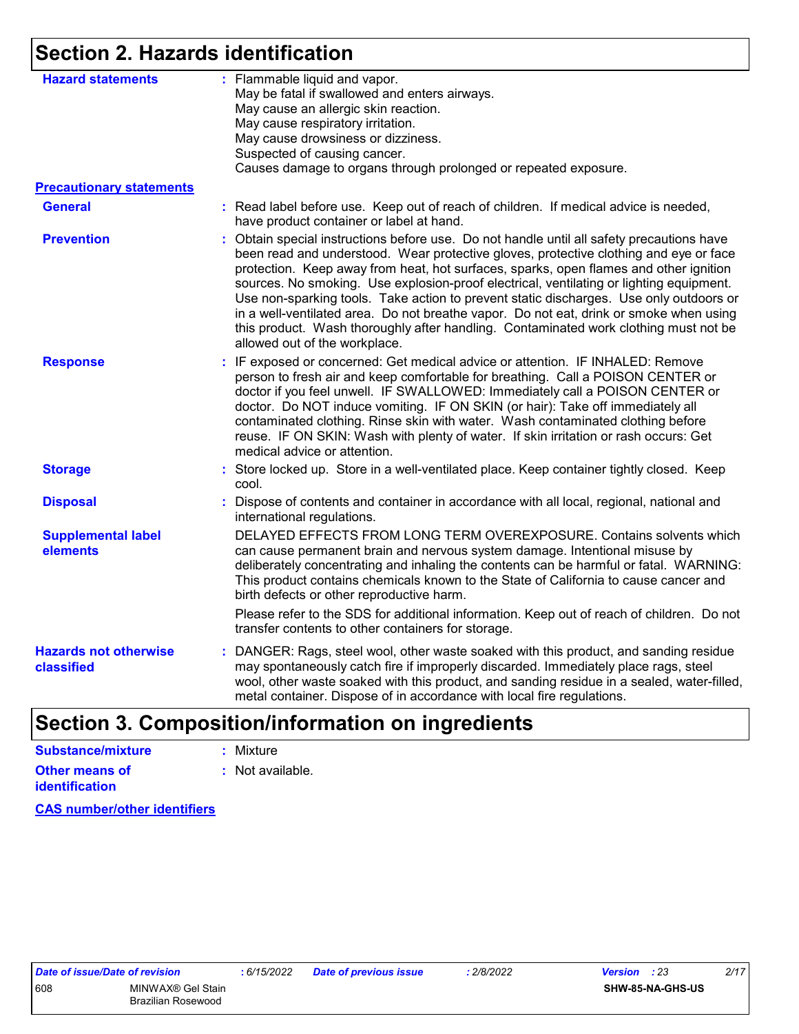## Section 2. Hazards identification

**Hazard statements** : Flammable liquid and vapor.
May be fatal if swallowed and enters airways.
May cause an allergic skin reaction.
May cause respiratory irritation.
May cause drowsiness or dizziness.
Suspected of causing cancer.
Causes damage to organs through prolonged or repeated exposure.

**Precautionary statements**

**General** : Read label before use. Keep out of reach of children. If medical advice is needed, have product container or label at hand.

**Prevention** : Obtain special instructions before use. Do not handle until all safety precautions have been read and understood. Wear protective gloves, protective clothing and eye or face protection. Keep away from heat, hot surfaces, sparks, open flames and other ignition sources. No smoking. Use explosion-proof electrical, ventilating or lighting equipment. Use non-sparking tools. Take action to prevent static discharges. Use only outdoors or in a well-ventilated area. Do not breathe vapor. Do not eat, drink or smoke when using this product. Wash thoroughly after handling. Contaminated work clothing must not be allowed out of the workplace.

**Response** : IF exposed or concerned: Get medical advice or attention. IF INHALED: Remove person to fresh air and keep comfortable for breathing. Call a POISON CENTER or doctor if you feel unwell. IF SWALLOWED: Immediately call a POISON CENTER or doctor. Do NOT induce vomiting. IF ON SKIN (or hair): Take off immediately all contaminated clothing. Rinse skin with water. Wash contaminated clothing before reuse. IF ON SKIN: Wash with plenty of water. If skin irritation or rash occurs: Get medical advice or attention.

**Storage** : Store locked up. Store in a well-ventilated place. Keep container tightly closed. Keep cool.

**Disposal** : Dispose of contents and container in accordance with all local, regional, national and international regulations.

**Supplemental label elements** DELAYED EFFECTS FROM LONG TERM OVEREXPOSURE. Contains solvents which can cause permanent brain and nervous system damage. Intentional misuse by deliberately concentrating and inhaling the contents can be harmful or fatal. WARNING: This product contains chemicals known to the State of California to cause cancer and birth defects or other reproductive harm.

Please refer to the SDS for additional information. Keep out of reach of children. Do not transfer contents to other containers for storage.

**Hazards not otherwise classified** : DANGER: Rags, steel wool, other waste soaked with this product, and sanding residue may spontaneously catch fire if improperly discarded. Immediately place rags, steel wool, other waste soaked with this product, and sanding residue in a sealed, water-filled, metal container. Dispose of in accordance with local fire regulations.

## Section 3. Composition/information on ingredients

**Substance/mixture** : Mixture

**Other means of identification** : Not available.

**CAS number/other identifiers**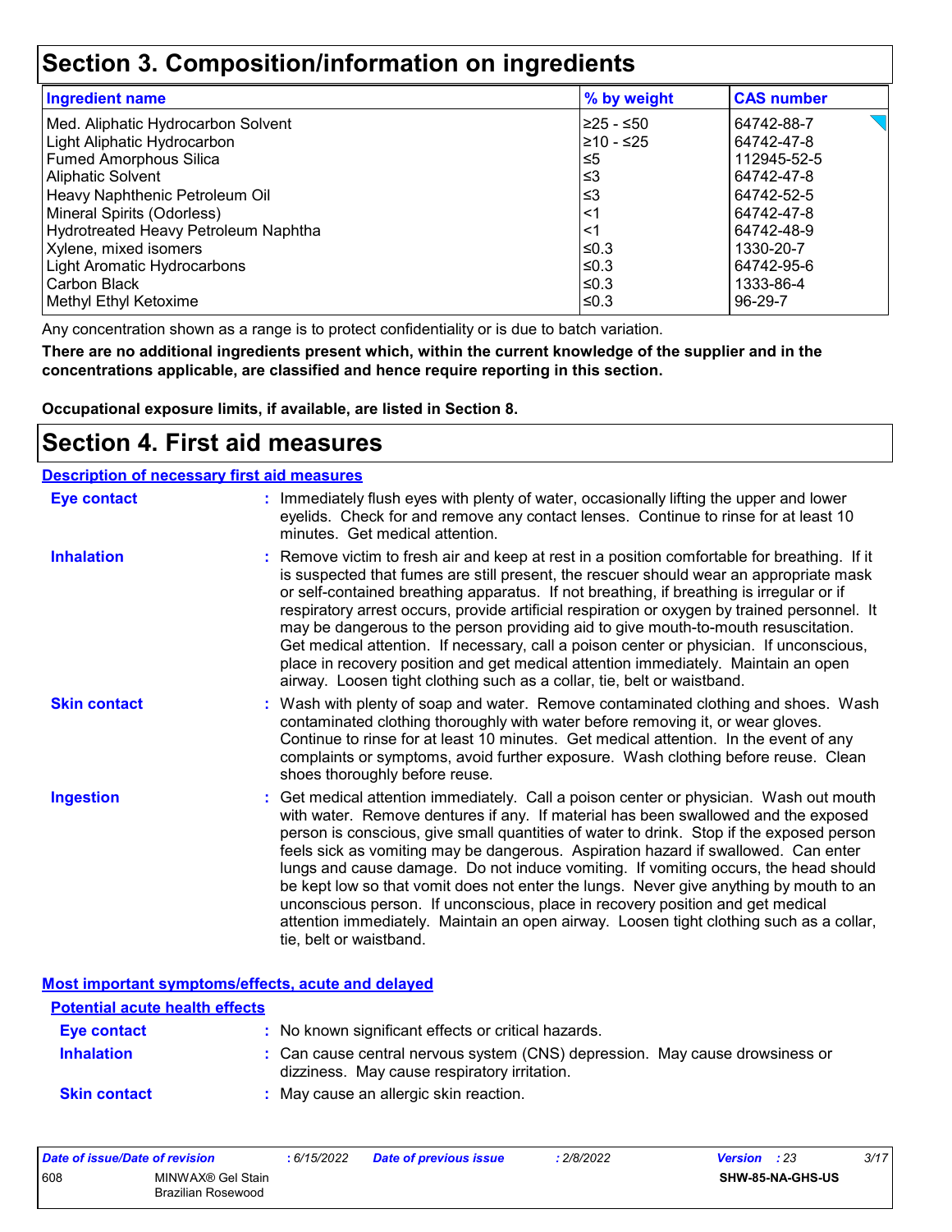# Section 3. Composition/information on ingredients

| Ingredient name | % by weight | CAS number |
| --- | --- | --- |
| Med. Aliphatic Hydrocarbon Solvent | ≥25 - ≤50 | 64742-88-7 |
| Light Aliphatic Hydrocarbon | ≥10 - ≤25 | 64742-47-8 |
| Fumed Amorphous Silica | ≤5 | 112945-52-5 |
| Aliphatic Solvent | ≤3 | 64742-47-8 |
| Heavy Naphthenic Petroleum Oil | ≤3 | 64742-52-5 |
| Mineral Spirits (Odorless) | <1 | 64742-47-8 |
| Hydrotreated Heavy Petroleum Naphtha | <1 | 64742-48-9 |
| Xylene, mixed isomers | ≤0.3 | 1330-20-7 |
| Light Aromatic Hydrocarbons | ≤0.3 | 64742-95-6 |
| Carbon Black | ≤0.3 | 1333-86-4 |
| Methyl Ethyl Ketoxime | ≤0.3 | 96-29-7 |

Any concentration shown as a range is to protect confidentiality or is due to batch variation.

**There are no additional ingredients present which, within the current knowledge of the supplier and in the concentrations applicable, are classified and hence require reporting in this section.**

**Occupational exposure limits, if available, are listed in Section 8.**

# Section 4. First aid measures

## Description of necessary first aid measures

**Eye contact** : Immediately flush eyes with plenty of water, occasionally lifting the upper and lower eyelids. Check for and remove any contact lenses. Continue to rinse for at least 10 minutes. Get medical attention.

**Inhalation** : Remove victim to fresh air and keep at rest in a position comfortable for breathing. If it is suspected that fumes are still present, the rescuer should wear an appropriate mask or self-contained breathing apparatus. If not breathing, if breathing is irregular or if respiratory arrest occurs, provide artificial respiration or oxygen by trained personnel. It may be dangerous to the person providing aid to give mouth-to-mouth resuscitation. Get medical attention. If necessary, call a poison center or physician. If unconscious, place in recovery position and get medical attention immediately. Maintain an open airway. Loosen tight clothing such as a collar, tie, belt or waistband.

**Skin contact** : Wash with plenty of soap and water. Remove contaminated clothing and shoes. Wash contaminated clothing thoroughly with water before removing it, or wear gloves. Continue to rinse for at least 10 minutes. Get medical attention. In the event of any complaints or symptoms, avoid further exposure. Wash clothing before reuse. Clean shoes thoroughly before reuse.

**Ingestion** : Get medical attention immediately. Call a poison center or physician. Wash out mouth with water. Remove dentures if any. If material has been swallowed and the exposed person is conscious, give small quantities of water to drink. Stop if the exposed person feels sick as vomiting may be dangerous. Aspiration hazard if swallowed. Can enter lungs and cause damage. Do not induce vomiting. If vomiting occurs, the head should be kept low so that vomit does not enter the lungs. Never give anything by mouth to an unconscious person. If unconscious, place in recovery position and get medical attention immediately. Maintain an open airway. Loosen tight clothing such as a collar, tie, belt or waistband.

## Most important symptoms/effects, acute and delayed

### Potential acute health effects

**Eye contact** : No known significant effects or critical hazards.

**Inhalation** : Can cause central nervous system (CNS) depression. May cause drowsiness or dizziness. May cause respiratory irritation.

**Skin contact** : May cause an allergic skin reaction.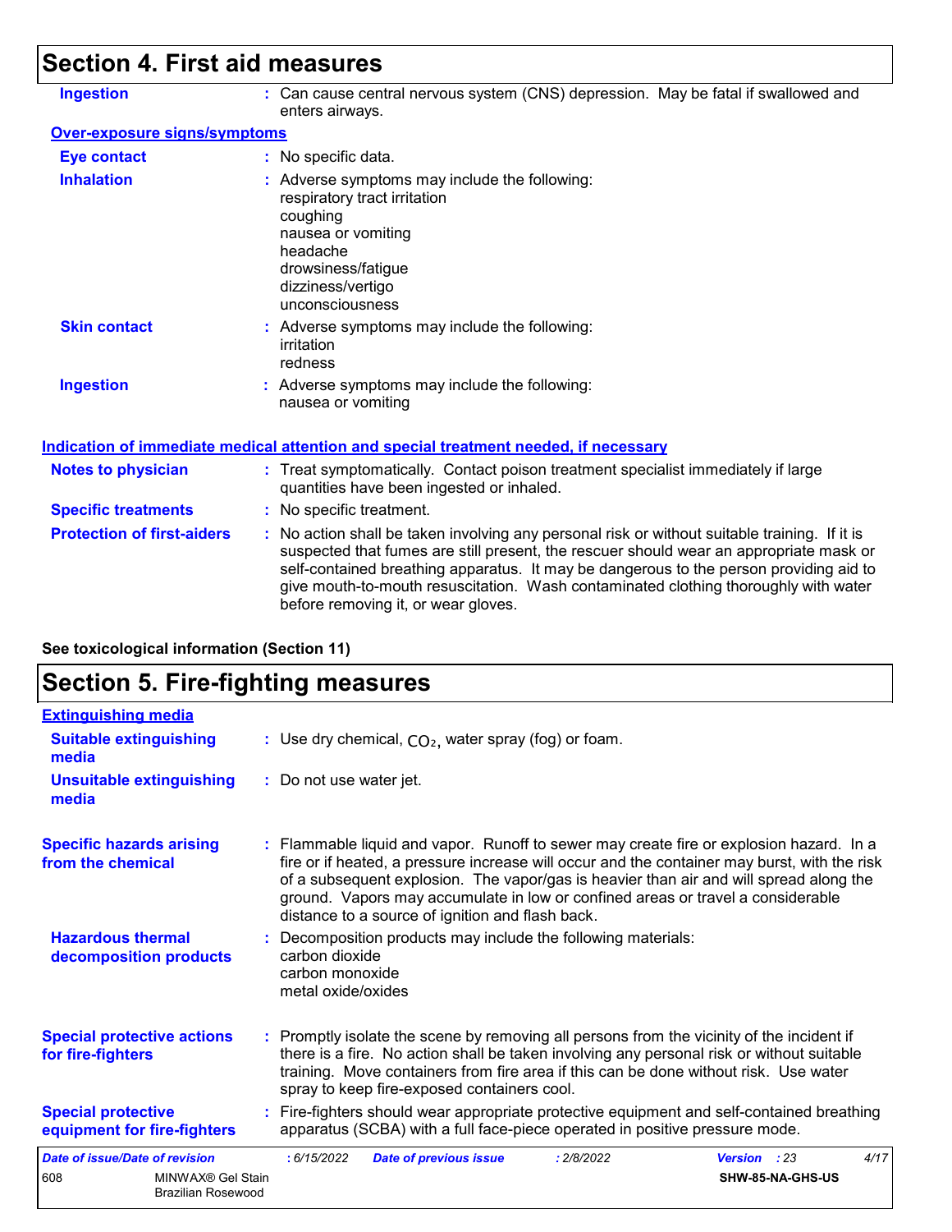## Section 4. First aid measures

**Ingestion** : Can cause central nervous system (CNS) depression. May be fatal if swallowed and enters airways.

**Over-exposure signs/symptoms**

**Eye contact** : No specific data.

**Inhalation** : Adverse symptoms may include the following:
respiratory tract irritation
coughing
nausea or vomiting
headache
drowsiness/fatigue
dizziness/vertigo
unconsciousness

**Skin contact** : Adverse symptoms may include the following:
irritation
redness

**Ingestion** : Adverse symptoms may include the following:
nausea or vomiting

**Indication of immediate medical attention and special treatment needed, if necessary**

**Notes to physician** : Treat symptomatically. Contact poison treatment specialist immediately if large quantities have been ingested or inhaled.

**Specific treatments** : No specific treatment.

**Protection of first-aiders** : No action shall be taken involving any personal risk or without suitable training. If it is suspected that fumes are still present, the rescuer should wear an appropriate mask or self-contained breathing apparatus. It may be dangerous to the person providing aid to give mouth-to-mouth resuscitation. Wash contaminated clothing thoroughly with water before removing it, or wear gloves.

**See toxicological information (Section 11)**

## Section 5. Fire-fighting measures

**Extinguishing media**

**Suitable extinguishing media** : Use dry chemical, $CO_2$, water spray (fog) or foam.

**Unsuitable extinguishing media** : Do not use water jet.

**Specific hazards arising from the chemical** : Flammable liquid and vapor. Runoff to sewer may create fire or explosion hazard. In a fire or if heated, a pressure increase will occur and the container may burst, with the risk of a subsequent explosion. The vapor/gas is heavier than air and will spread along the ground. Vapors may accumulate in low or confined areas or travel a considerable distance to a source of ignition and flash back.

**Hazardous thermal decomposition products** : Decomposition products may include the following materials:
carbon dioxide
carbon monoxide
metal oxide/oxides

**Special protective actions for fire-fighters** : Promptly isolate the scene by removing all persons from the vicinity of the incident if there is a fire. No action shall be taken involving any personal risk or without suitable training. Move containers from fire area if this can be done without risk. Use water spray to keep fire-exposed containers cool.

**Special protective equipment for fire-fighters** : Fire-fighters should wear appropriate protective equipment and self-contained breathing apparatus (SCBA) with a full face-piece operated in positive pressure mode.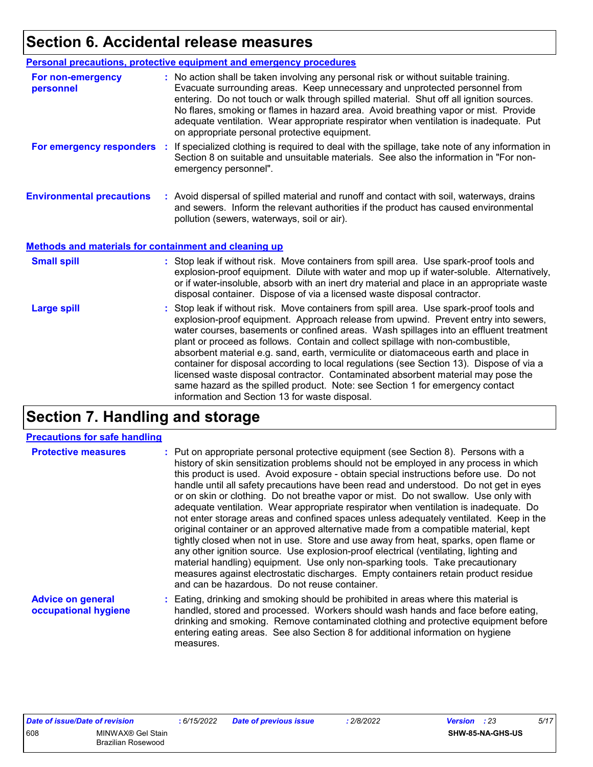# Section 6. Accidental release measures

## Personal precautions, protective equipment and emergency procedures

**For non-emergency personnel** : No action shall be taken involving any personal risk or without suitable training. Evacuate surrounding areas. Keep unnecessary and unprotected personnel from entering. Do not touch or walk through spilled material. Shut off all ignition sources. No flares, smoking or flames in hazard area. Avoid breathing vapor or mist. Provide adequate ventilation. Wear appropriate respirator when ventilation is inadequate. Put on appropriate personal protective equipment.

**For emergency responders** : If specialized clothing is required to deal with the spillage, take note of any information in Section 8 on suitable and unsuitable materials. See also the information in "For non-emergency personnel".

**Environmental precautions** : Avoid dispersal of spilled material and runoff and contact with soil, waterways, drains and sewers. Inform the relevant authorities if the product has caused environmental pollution (sewers, waterways, soil or air).

## Methods and materials for containment and cleaning up

**Small spill** : Stop leak if without risk. Move containers from spill area. Use spark-proof tools and explosion-proof equipment. Dilute with water and mop up if water-soluble. Alternatively, or if water-insoluble, absorb with an inert dry material and place in an appropriate waste disposal container. Dispose of via a licensed waste disposal contractor.

**Large spill** : Stop leak if without risk. Move containers from spill area. Use spark-proof tools and explosion-proof equipment. Approach release from upwind. Prevent entry into sewers, water courses, basements or confined areas. Wash spillages into an effluent treatment plant or proceed as follows. Contain and collect spillage with non-combustible, absorbent material e.g. sand, earth, vermiculite or diatomaceous earth and place in container for disposal according to local regulations (see Section 13). Dispose of via a licensed waste disposal contractor. Contaminated absorbent material may pose the same hazard as the spilled product. Note: see Section 1 for emergency contact information and Section 13 for waste disposal.

# Section 7. Handling and storage

## Precautions for safe handling

**Protective measures** : Put on appropriate personal protective equipment (see Section 8). Persons with a history of skin sensitization problems should not be employed in any process in which this product is used. Avoid exposure - obtain special instructions before use. Do not handle until all safety precautions have been read and understood. Do not get in eyes or on skin or clothing. Do not breathe vapor or mist. Do not swallow. Use only with adequate ventilation. Wear appropriate respirator when ventilation is inadequate. Do not enter storage areas and confined spaces unless adequately ventilated. Keep in the original container or an approved alternative made from a compatible material, kept tightly closed when not in use. Store and use away from heat, sparks, open flame or any other ignition source. Use explosion-proof electrical (ventilating, lighting and material handling) equipment. Use only non-sparking tools. Take precautionary measures against electrostatic discharges. Empty containers retain product residue and can be hazardous. Do not reuse container.

**Advice on general occupational hygiene** : Eating, drinking and smoking should be prohibited in areas where this material is handled, stored and processed. Workers should wash hands and face before eating, drinking and smoking. Remove contaminated clothing and protective equipment before entering eating areas. See also Section 8 for additional information on hygiene measures.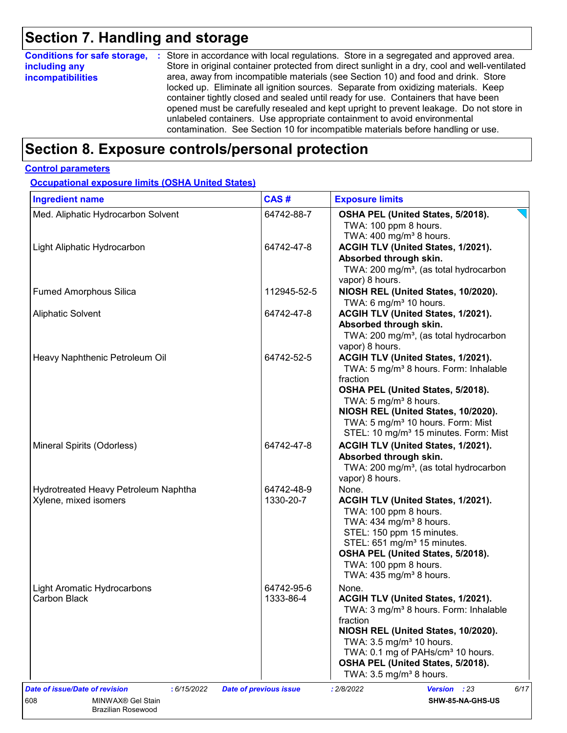# Section 7. Handling and storage

**Conditions for safe storage, including any incompatibilities** : Store in accordance with local regulations. Store in a segregated and approved area. Store in original container protected from direct sunlight in a dry, cool and well-ventilated area, away from incompatible materials (see Section 10) and food and drink. Store locked up. Eliminate all ignition sources. Separate from oxidizing materials. Keep container tightly closed and sealed until ready for use. Containers that have been opened must be carefully resealed and kept upright to prevent leakage. Do not store in unlabeled containers. Use appropriate containment to avoid environmental contamination. See Section 10 for incompatible materials before handling or use.

# Section 8. Exposure controls/personal protection

## Control parameters

### Occupational exposure limits (OSHA United States)

| Ingredient name | CAS # | Exposure limits |
|---|---|---|
| Med. Aliphatic Hydrocarbon Solvent | 64742-88-7 | **OSHA PEL (United States, 5/2018).**<br>TWA: 100 ppm 8 hours.<br>TWA: 400 mg/m³ 8 hours. |
| Light Aliphatic Hydrocarbon | 64742-47-8 | **ACGIH TLV (United States, 1/2021).**<br>**Absorbed through skin.**<br>TWA: 200 mg/m³, (as total hydrocarbon vapor) 8 hours. |
| Fumed Amorphous Silica | 112945-52-5 | **NIOSH REL (United States, 10/2020).**<br>TWA: 6 mg/m³ 10 hours. |
| Aliphatic Solvent | 64742-47-8 | **ACGIH TLV (United States, 1/2021).**<br>**Absorbed through skin.**<br>TWA: 200 mg/m³, (as total hydrocarbon vapor) 8 hours. |
| Heavy Naphthenic Petroleum Oil | 64742-52-5 | **ACGIH TLV (United States, 1/2021).**<br>TWA: 5 mg/m³ 8 hours. Form: Inhalable fraction<br>**OSHA PEL (United States, 5/2018).**<br>TWA: 5 mg/m³ 8 hours.<br>**NIOSH REL (United States, 10/2020).**<br>TWA: 5 mg/m³ 10 hours. Form: Mist<br>STEL: 10 mg/m³ 15 minutes. Form: Mist |
| Mineral Spirits (Odorless) | 64742-47-8 | **ACGIH TLV (United States, 1/2021).**<br>**Absorbed through skin.**<br>TWA: 200 mg/m³, (as total hydrocarbon vapor) 8 hours. |
| Hydrotreated Heavy Petroleum Naphtha | 64742-48-9 | None. |
| Xylene, mixed isomers | 1330-20-7 | **ACGIH TLV (United States, 1/2021).**<br>TWA: 100 ppm 8 hours.<br>TWA: 434 mg/m³ 8 hours.<br>STEL: 150 ppm 15 minutes.<br>STEL: 651 mg/m³ 15 minutes.<br>**OSHA PEL (United States, 5/2018).**<br>TWA: 100 ppm 8 hours.<br>TWA: 435 mg/m³ 8 hours. |
| Light Aromatic Hydrocarbons | 64742-95-6 | None. |
| Carbon Black | 1333-86-4 | **ACGIH TLV (United States, 1/2021).**<br>TWA: 3 mg/m³ 8 hours. Form: Inhalable fraction<br>**NIOSH REL (United States, 10/2020).**<br>TWA: 3.5 mg/m³ 10 hours.<br>TWA: 0.1 mg of PAHs/cm³ 10 hours.<br>**OSHA PEL (United States, 5/2018).**<br>TWA: 3.5 mg/m³ 8 hours. |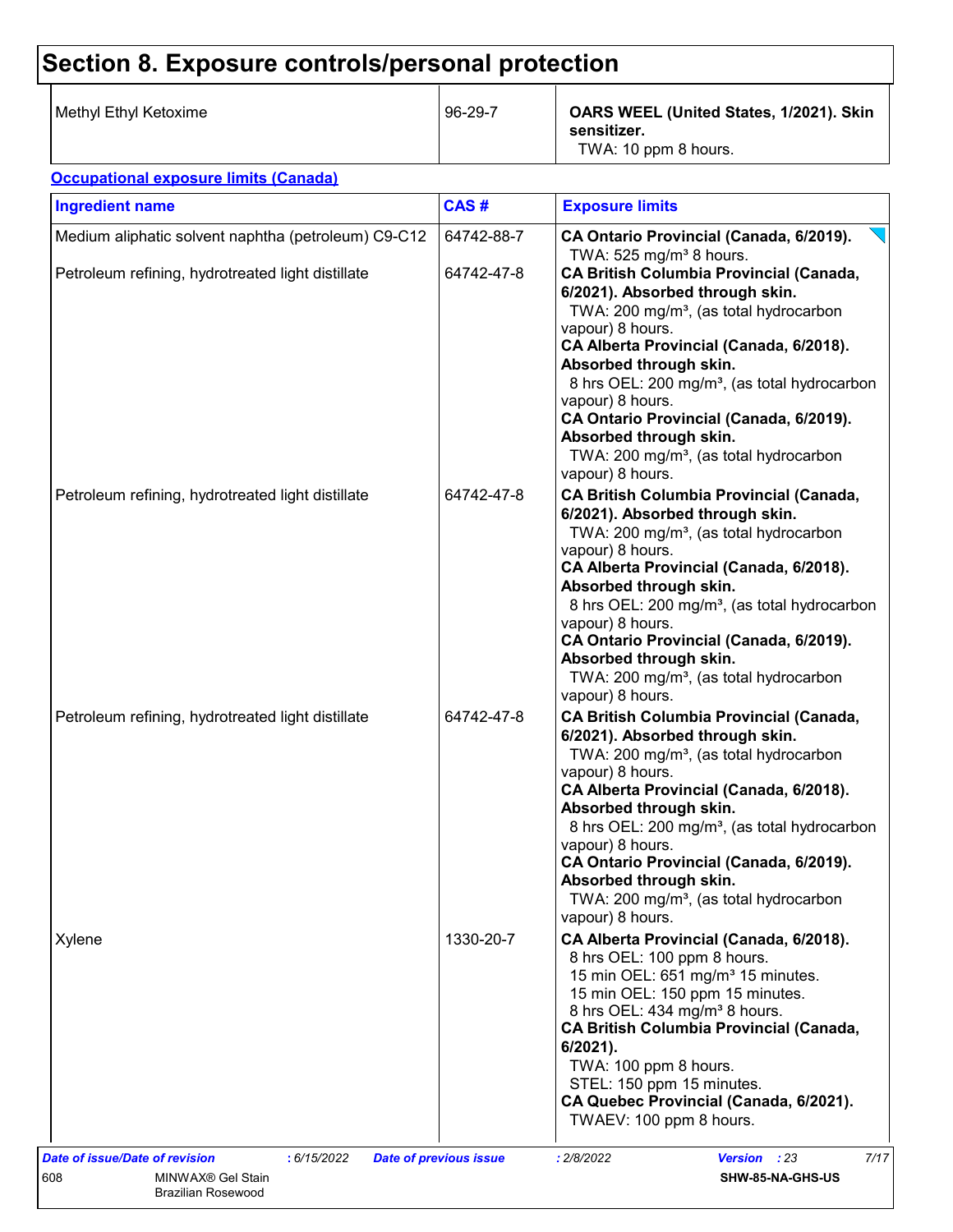# Section 8. Exposure controls/personal protection

| | | |
|---|---|---|
| Methyl Ethyl Ketoxime | 96-29-7 | **OARS WEEL (United States, 1/2021). Skin sensitizer.**<br>TWA: 10 ppm 8 hours. |

**Occupational exposure limits (Canada)**

| Ingredient name | CAS # | Exposure limits |
|---|---|---|
| Medium aliphatic solvent naphtha (petroleum) C9-C12 | 64742-88-7 | **CA Ontario Provincial (Canada, 6/2019).**<br>TWA: 525 mg/m³ 8 hours. |
| Petroleum refining, hydrotreated light distillate | 64742-47-8 | **CA British Columbia Provincial (Canada, 6/2021). Absorbed through skin.**<br>TWA: 200 mg/m³, (as total hydrocarbon vapour) 8 hours.<br>**CA Alberta Provincial (Canada, 6/2018). Absorbed through skin.**<br>8 hrs OEL: 200 mg/m³, (as total hydrocarbon vapour) 8 hours.<br>**CA Ontario Provincial (Canada, 6/2019). Absorbed through skin.**<br>TWA: 200 mg/m³, (as total hydrocarbon vapour) 8 hours. |
| Petroleum refining, hydrotreated light distillate | 64742-47-8 | **CA British Columbia Provincial (Canada, 6/2021). Absorbed through skin.**<br>TWA: 200 mg/m³, (as total hydrocarbon vapour) 8 hours.<br>**CA Alberta Provincial (Canada, 6/2018). Absorbed through skin.**<br>8 hrs OEL: 200 mg/m³, (as total hydrocarbon vapour) 8 hours.<br>**CA Ontario Provincial (Canada, 6/2019). Absorbed through skin.**<br>TWA: 200 mg/m³, (as total hydrocarbon vapour) 8 hours. |
| Petroleum refining, hydrotreated light distillate | 64742-47-8 | **CA British Columbia Provincial (Canada, 6/2021). Absorbed through skin.**<br>TWA: 200 mg/m³, (as total hydrocarbon vapour) 8 hours.<br>**CA Alberta Provincial (Canada, 6/2018). Absorbed through skin.**<br>8 hrs OEL: 200 mg/m³, (as total hydrocarbon vapour) 8 hours.<br>**CA Ontario Provincial (Canada, 6/2019). Absorbed through skin.**<br>TWA: 200 mg/m³, (as total hydrocarbon vapour) 8 hours. |
| Xylene | 1330-20-7 | **CA Alberta Provincial (Canada, 6/2018).**<br>8 hrs OEL: 100 ppm 8 hours.<br>15 min OEL: 651 mg/m³ 15 minutes.<br>15 min OEL: 150 ppm 15 minutes.<br>8 hrs OEL: 434 mg/m³ 8 hours.<br>**CA British Columbia Provincial (Canada, 6/2021).**<br>TWA: 100 ppm 8 hours.<br>STEL: 150 ppm 15 minutes.<br>**CA Quebec Provincial (Canada, 6/2021).**<br>TWAEV: 100 ppm 8 hours. |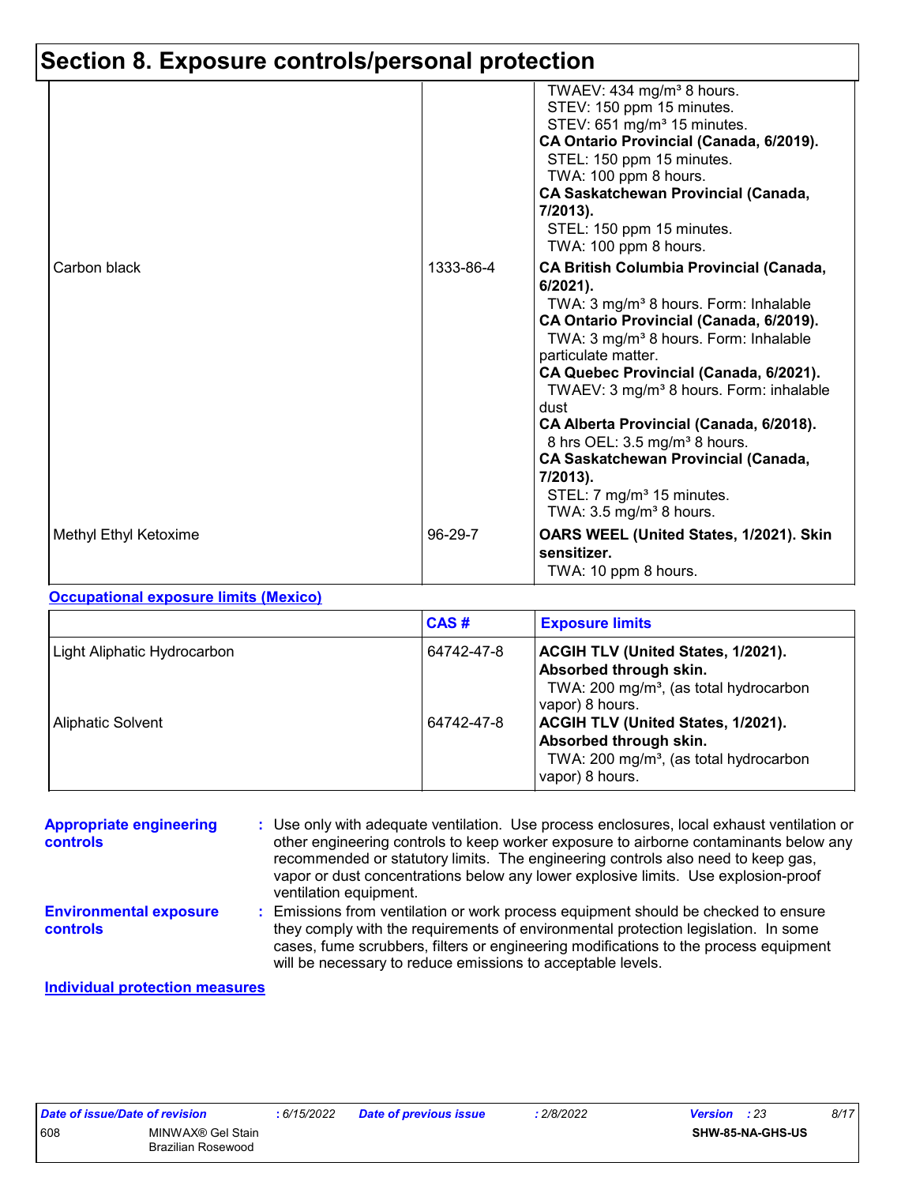# Section 8. Exposure controls/personal protection

| | | |
|---|---|---|
| | | TWAEV: 434 mg/m³ 8 hours.<br>STEV: 150 ppm 15 minutes.<br>STEV: 651 mg/m³ 15 minutes.<br>**CA Ontario Provincial (Canada, 6/2019).**<br>STEL: 150 ppm 15 minutes.<br>TWA: 100 ppm 8 hours.<br>**CA Saskatchewan Provincial (Canada, 7/2013).**<br>STEL: 150 ppm 15 minutes.<br>TWA: 100 ppm 8 hours. |
| Carbon black | 1333-86-4 | **CA British Columbia Provincial (Canada, 6/2021).**<br>TWA: 3 mg/m³ 8 hours. Form: Inhalable<br>**CA Ontario Provincial (Canada, 6/2019).**<br>TWA: 3 mg/m³ 8 hours. Form: Inhalable particulate matter.<br>**CA Quebec Provincial (Canada, 6/2021).**<br>TWAEV: 3 mg/m³ 8 hours. Form: inhalable dust<br>**CA Alberta Provincial (Canada, 6/2018).**<br>8 hrs OEL: 3.5 mg/m³ 8 hours.<br>**CA Saskatchewan Provincial (Canada, 7/2013).**<br>STEL: 7 mg/m³ 15 minutes.<br>TWA: 3.5 mg/m³ 8 hours. |
| Methyl Ethyl Ketoxime | 96-29-7 | **OARS WEEL (United States, 1/2021). Skin sensitizer.**<br>TWA: 10 ppm 8 hours. |

**Occupational exposure limits (Mexico)**

| | CAS # | Exposure limits |
|---|---|---|
| Light Aliphatic Hydrocarbon | 64742-47-8 | **ACGIH TLV (United States, 1/2021). Absorbed through skin.**<br>TWA: 200 mg/m³, (as total hydrocarbon vapor) 8 hours. |
| Aliphatic Solvent | 64742-47-8 | **ACGIH TLV (United States, 1/2021). Absorbed through skin.**<br>TWA: 200 mg/m³, (as total hydrocarbon vapor) 8 hours. |

**Appropriate engineering controls** : Use only with adequate ventilation. Use process enclosures, local exhaust ventilation or other engineering controls to keep worker exposure to airborne contaminants below any recommended or statutory limits. The engineering controls also need to keep gas, vapor or dust concentrations below any lower explosive limits. Use explosion-proof ventilation equipment.

**Environmental exposure controls** : Emissions from ventilation or work process equipment should be checked to ensure they comply with the requirements of environmental protection legislation. In some cases, fume scrubbers, filters or engineering modifications to the process equipment will be necessary to reduce emissions to acceptable levels.

**Individual protection measures**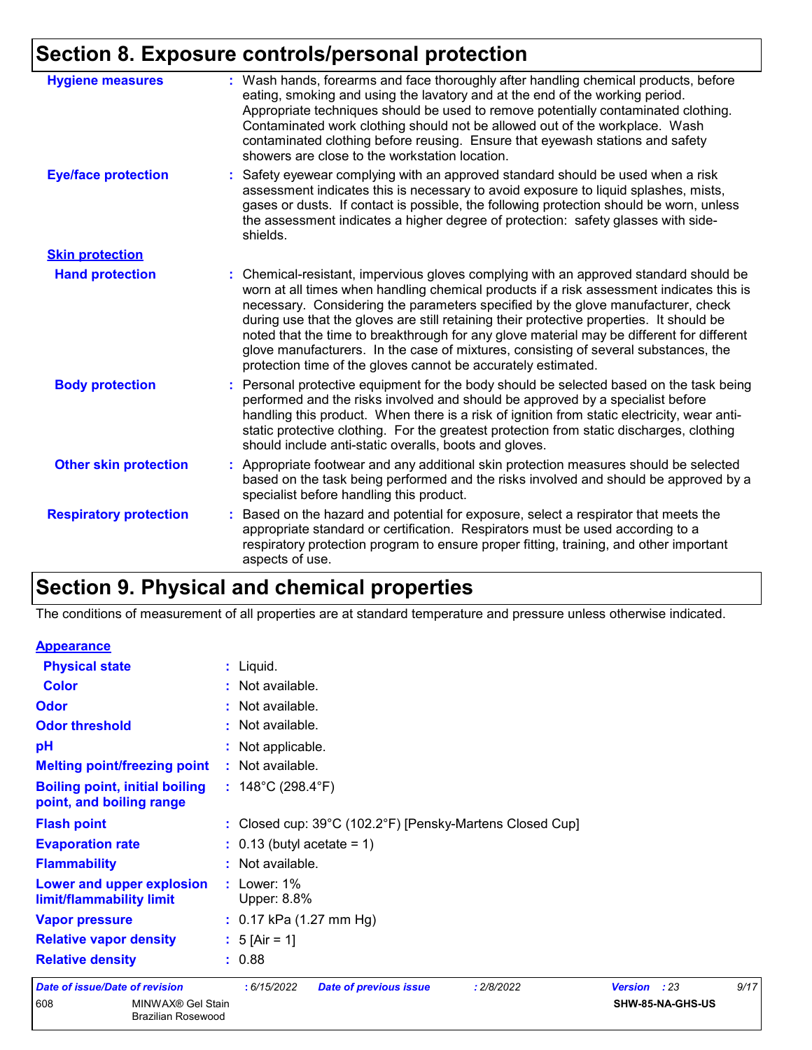## Section 8. Exposure controls/personal protection

**Hygiene measures** : Wash hands, forearms and face thoroughly after handling chemical products, before eating, smoking and using the lavatory and at the end of the working period. Appropriate techniques should be used to remove potentially contaminated clothing. Contaminated work clothing should not be allowed out of the workplace. Wash contaminated clothing before reusing. Ensure that eyewash stations and safety showers are close to the workstation location.

**Eye/face protection** : Safety eyewear complying with an approved standard should be used when a risk assessment indicates this is necessary to avoid exposure to liquid splashes, mists, gases or dusts. If contact is possible, the following protection should be worn, unless the assessment indicates a higher degree of protection: safety glasses with side-shields.

**Skin protection**

**Hand protection** : Chemical-resistant, impervious gloves complying with an approved standard should be worn at all times when handling chemical products if a risk assessment indicates this is necessary. Considering the parameters specified by the glove manufacturer, check during use that the gloves are still retaining their protective properties. It should be noted that the time to breakthrough for any glove material may be different for different glove manufacturers. In the case of mixtures, consisting of several substances, the protection time of the gloves cannot be accurately estimated.

**Body protection** : Personal protective equipment for the body should be selected based on the task being performed and the risks involved and should be approved by a specialist before handling this product. When there is a risk of ignition from static electricity, wear anti-static protective clothing. For the greatest protection from static discharges, clothing should include anti-static overalls, boots and gloves.

**Other skin protection** : Appropriate footwear and any additional skin protection measures should be selected based on the task being performed and the risks involved and should be approved by a specialist before handling this product.

**Respiratory protection** : Based on the hazard and potential for exposure, select a respirator that meets the appropriate standard or certification. Respirators must be used according to a respiratory protection program to ensure proper fitting, training, and other important aspects of use.

## Section 9. Physical and chemical properties

The conditions of measurement of all properties are at standard temperature and pressure unless otherwise indicated.

**Appearance**

**Physical state** : Liquid.

**Color** : Not available.

**Odor** : Not available.

**Odor threshold** : Not available.

**pH** : Not applicable.

**Melting point/freezing point** : Not available.

**Boiling point, initial boiling point, and boiling range** : 148°C (298.4°F)

**Flash point** : Closed cup: 39°C (102.2°F) [Pensky-Martens Closed Cup]

**Evaporation rate** : 0.13 (butyl acetate = 1)

**Flammability** : Not available.

**Lower and upper explosion limit/flammability limit** : Lower: 1%
Upper: 8.8%

**Vapor pressure** : 0.17 kPa (1.27 mm Hg)

**Relative vapor density** : 5 [Air = 1]

**Relative density** : 0.88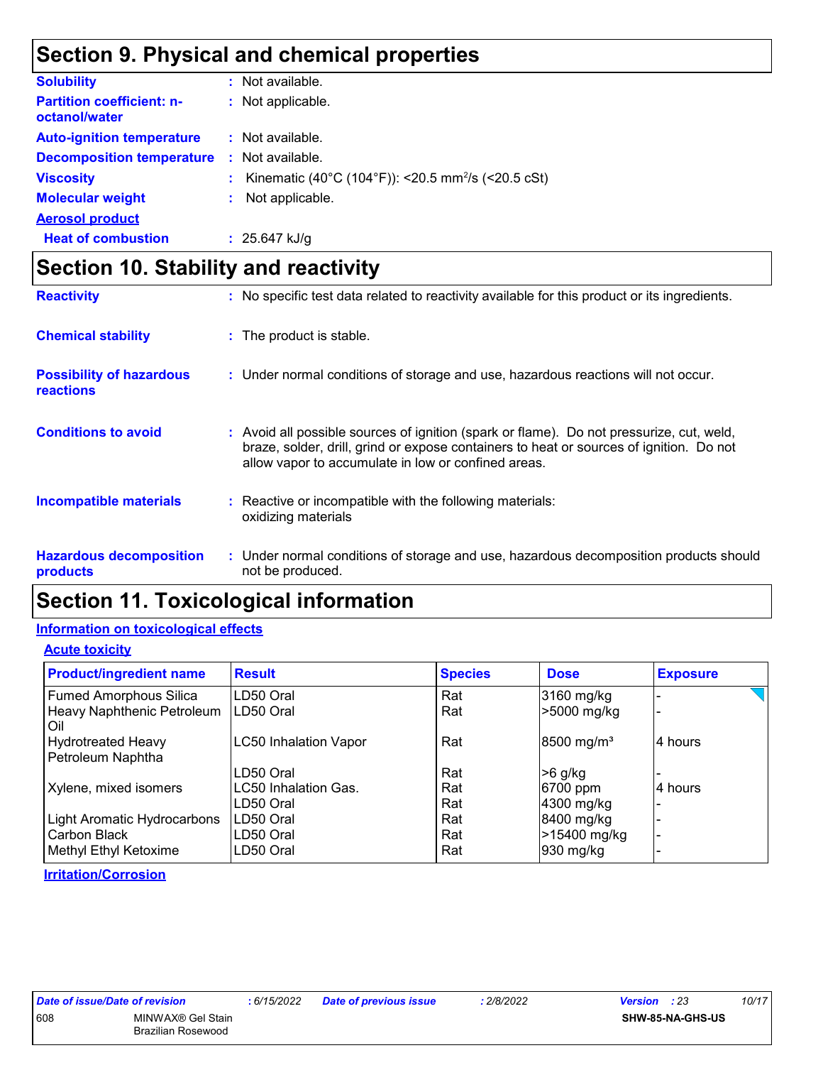## Section 9. Physical and chemical properties

**Solubility** : Not available.

**Partition coefficient: n-octanol/water** : Not applicable.

**Auto-ignition temperature** : Not available.

**Decomposition temperature** : Not available.

**Viscosity** : Kinematic (40°C (104°F)): <20.5 $mm^2/s$ (<20.5 cSt)

**Molecular weight** : Not applicable.

**Aerosol product**

**Heat of combustion** : 25.647 kJ/g

## Section 10. Stability and reactivity

**Reactivity** : No specific test data related to reactivity available for this product or its ingredients.

**Chemical stability** : The product is stable.

**Possibility of hazardous reactions** : Under normal conditions of storage and use, hazardous reactions will not occur.

**Conditions to avoid** : Avoid all possible sources of ignition (spark or flame). Do not pressurize, cut, weld, braze, solder, drill, grind or expose containers to heat or sources of ignition. Do not allow vapor to accumulate in low or confined areas.

**Incompatible materials** : Reactive or incompatible with the following materials:
oxidizing materials

**Hazardous decomposition products** : Under normal conditions of storage and use, hazardous decomposition products should not be produced.

## Section 11. Toxicological information

### Information on toxicological effects

#### Acute toxicity

| Product/ingredient name | Result | Species | Dose | Exposure |
|---|---|---|---|---|
| Fumed Amorphous Silica | LD50 Oral | Rat | 3160 mg/kg | - |
| Heavy Naphthenic Petroleum Oil | LD50 Oral | Rat | >5000 mg/kg | - |
| Hydrotreated Heavy Petroleum Naphtha | LC50 Inhalation Vapor | Rat | 8500 $mg/m^3$ | 4 hours |
| | LD50 Oral | Rat | >6 g/kg | - |
| Xylene, mixed isomers | LC50 Inhalation Gas. | Rat | 6700 ppm | 4 hours |
| | LD50 Oral | Rat | 4300 mg/kg | - |
| Light Aromatic Hydrocarbons | LD50 Oral | Rat | 8400 mg/kg | - |
| Carbon Black | LD50 Oral | Rat | >15400 mg/kg | - |
| Methyl Ethyl Ketoxime | LD50 Oral | Rat | 930 mg/kg | - |

#### Irritation/Corrosion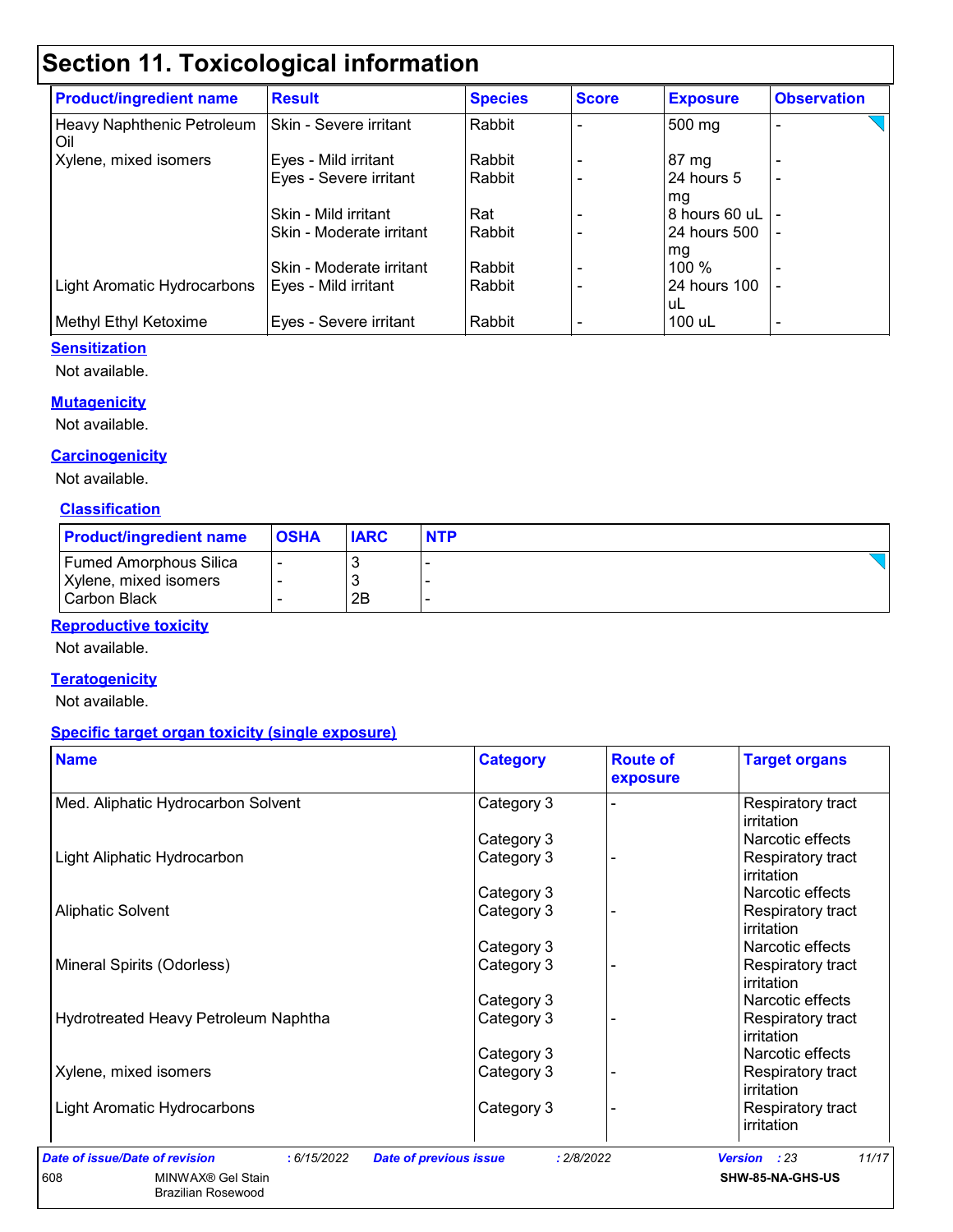# Section 11. Toxicological information

| Product/ingredient name | Result | Species | Score | Exposure | Observation |
|---|---|---|---|---|---|
| Heavy Naphthenic Petroleum Oil | Skin - Severe irritant | Rabbit | - | 500 mg | - |
| Xylene, mixed isomers | Eyes - Mild irritant | Rabbit | - | 87 mg | - |
| | Eyes - Severe irritant | Rabbit | - | 24 hours 5 mg | - |
| | Skin - Mild irritant | Rat | - | 8 hours 60 uL | - |
| | Skin - Moderate irritant | Rabbit | - | 24 hours 500 mg | - |
| | Skin - Moderate irritant | Rabbit | - | 100 % | - |
| Light Aromatic Hydrocarbons | Eyes - Mild irritant | Rabbit | - | 24 hours 100 uL | - |
| Methyl Ethyl Ketoxime | Eyes - Severe irritant | Rabbit | - | 100 uL | - |

**Sensitization**

Not available.

**Mutagenicity**

Not available.

**Carcinogenicity**

Not available.

**Classification**

| Product/ingredient name | OSHA | IARC | NTP |
|---|---|---|---|
| Fumed Amorphous Silica | - | 3 | - |
| Xylene, mixed isomers | - | 3 | - |
| Carbon Black | - | 2B | - |

**Reproductive toxicity**

Not available.

**Teratogenicity**

Not available.

**Specific target organ toxicity (single exposure)**

| Name | Category | Route of exposure | Target organs |
|---|---|---|---|
| Med. Aliphatic Hydrocarbon Solvent | Category 3 | - | Respiratory tract irritation |
| | Category 3 | | Narcotic effects |
| Light Aliphatic Hydrocarbon | Category 3 | - | Respiratory tract irritation |
| | Category 3 | | Narcotic effects |
| Aliphatic Solvent | Category 3 | - | Respiratory tract irritation |
| | Category 3 | | Narcotic effects |
| Mineral Spirits (Odorless) | Category 3 | - | Respiratory tract irritation |
| | Category 3 | | Narcotic effects |
| Hydrotreated Heavy Petroleum Naphtha | Category 3 | - | Respiratory tract irritation |
| | Category 3 | | Narcotic effects |
| Xylene, mixed isomers | Category 3 | - | Respiratory tract irritation |
| Light Aromatic Hydrocarbons | Category 3 | - | Respiratory tract irritation |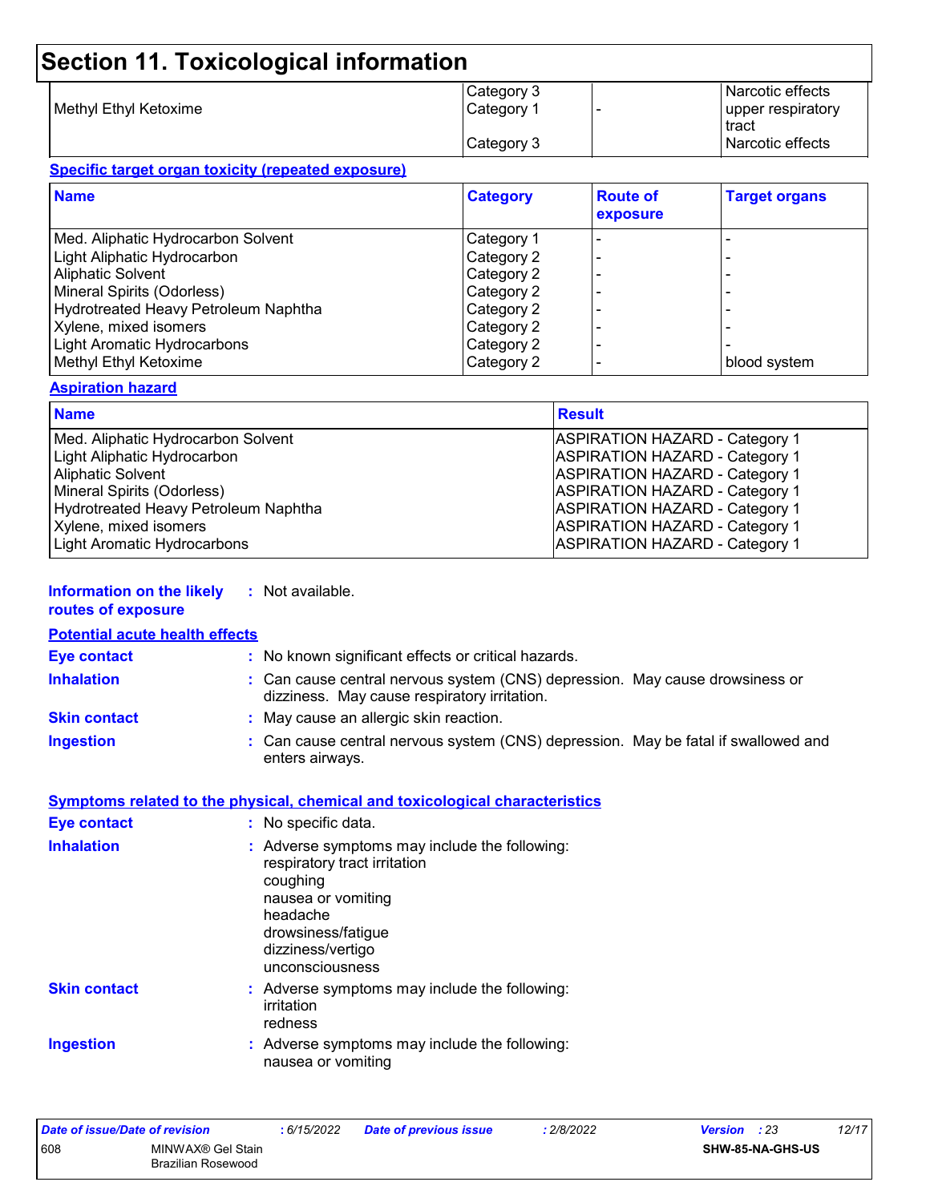# Section 11. Toxicological information

| | | | |
|---|---|---|---|
| Methyl Ethyl Ketoxime | Category 3 | | Narcotic effects |
| | Category 1 | - | upper respiratory tract |
| | Category 3 | | Narcotic effects |

**Specific target organ toxicity (repeated exposure)**

| Name | Category | Route of exposure | Target organs |
|---|---|---|---|
| Med. Aliphatic Hydrocarbon Solvent | Category 1 | - | - |
| Light Aliphatic Hydrocarbon | Category 2 | - | - |
| Aliphatic Solvent | Category 2 | - | - |
| Mineral Spirits (Odorless) | Category 2 | - | - |
| Hydrotreated Heavy Petroleum Naphtha | Category 2 | - | - |
| Xylene, mixed isomers | Category 2 | - | - |
| Light Aromatic Hydrocarbons | Category 2 | - | - |
| Methyl Ethyl Ketoxime | Category 2 | - | blood system |

**Aspiration hazard**

| Name | Result |
|---|---|
| Med. Aliphatic Hydrocarbon Solvent | ASPIRATION HAZARD - Category 1 |
| Light Aliphatic Hydrocarbon | ASPIRATION HAZARD - Category 1 |
| Aliphatic Solvent | ASPIRATION HAZARD - Category 1 |
| Mineral Spirits (Odorless) | ASPIRATION HAZARD - Category 1 |
| Hydrotreated Heavy Petroleum Naphtha | ASPIRATION HAZARD - Category 1 |
| Xylene, mixed isomers | ASPIRATION HAZARD - Category 1 |
| Light Aromatic Hydrocarbons | ASPIRATION HAZARD - Category 1 |

**Information on the likely routes of exposure** : Not available.

**Potential acute health effects**

**Eye contact** : No known significant effects or critical hazards.

**Inhalation** : Can cause central nervous system (CNS) depression. May cause drowsiness or dizziness. May cause respiratory irritation.

**Skin contact** : May cause an allergic skin reaction.

**Ingestion** : Can cause central nervous system (CNS) depression. May be fatal if swallowed and enters airways.

**Symptoms related to the physical, chemical and toxicological characteristics**

**Eye contact** : No specific data.

**Inhalation** : Adverse symptoms may include the following:
respiratory tract irritation
coughing
nausea or vomiting
headache
drowsiness/fatigue
dizziness/vertigo
unconsciousness

**Skin contact** : Adverse symptoms may include the following:
irritation
redness

**Ingestion** : Adverse symptoms may include the following:
nausea or vomiting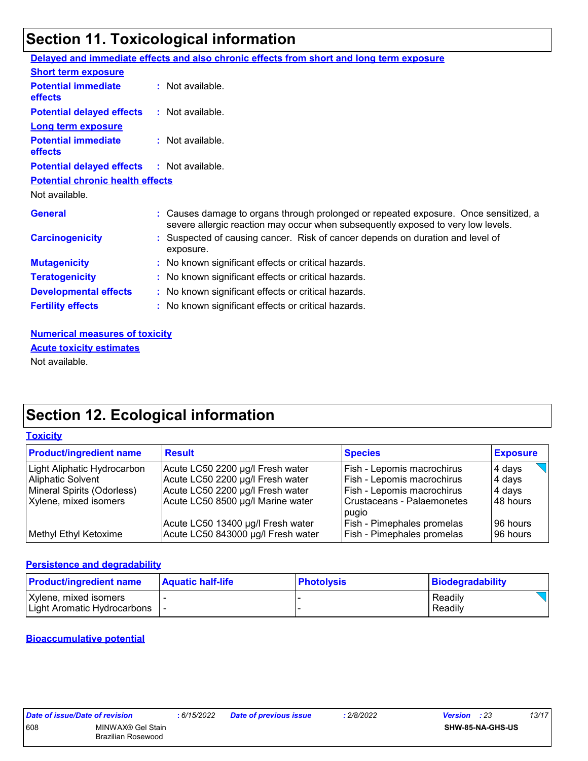# Section 11. Toxicological information

**Delayed and immediate effects and also chronic effects from short and long term exposure**

**Short term exposure**

**Potential immediate effects** : Not available.

**Potential delayed effects** : Not available.

**Long term exposure**

**Potential immediate effects** : Not available.

**Potential delayed effects** : Not available.

**Potential chronic health effects**

Not available.

**General** : Causes damage to organs through prolonged or repeated exposure. Once sensitized, a severe allergic reaction may occur when subsequently exposed to very low levels.

**Carcinogenicity** : Suspected of causing cancer. Risk of cancer depends on duration and level of exposure.

**Mutagenicity** : No known significant effects or critical hazards.

**Teratogenicity** : No known significant effects or critical hazards.

**Developmental effects** : No known significant effects or critical hazards.

**Fertility effects** : No known significant effects or critical hazards.

**Numerical measures of toxicity**

**Acute toxicity estimates**

Not available.

# Section 12. Ecological information

**Toxicity**

| Product/ingredient name | Result | Species | Exposure |
|---|---|---|---|
| Light Aliphatic Hydrocarbon | Acute LC50 2200 µg/l Fresh water | Fish - Lepomis macrochirus | 4 days |
| Aliphatic Solvent | Acute LC50 2200 µg/l Fresh water | Fish - Lepomis macrochirus | 4 days |
| Mineral Spirits (Odorless) | Acute LC50 2200 µg/l Fresh water | Fish - Lepomis macrochirus | 4 days |
| Xylene, mixed isomers | Acute LC50 8500 µg/l Marine water | Crustaceans - Palaemonetes pugio | 48 hours |
| | Acute LC50 13400 µg/l Fresh water | Fish - Pimephales promelas | 96 hours |
| Methyl Ethyl Ketoxime | Acute LC50 843000 µg/l Fresh water | Fish - Pimephales promelas | 96 hours |

**Persistence and degradability**

| Product/ingredient name | Aquatic half-life | Photolysis | Biodegradability |
|---|---|---|---|
| Xylene, mixed isomers | - | - | Readily |
| Light Aromatic Hydrocarbons | - | - | Readily |

**Bioaccumulative potential**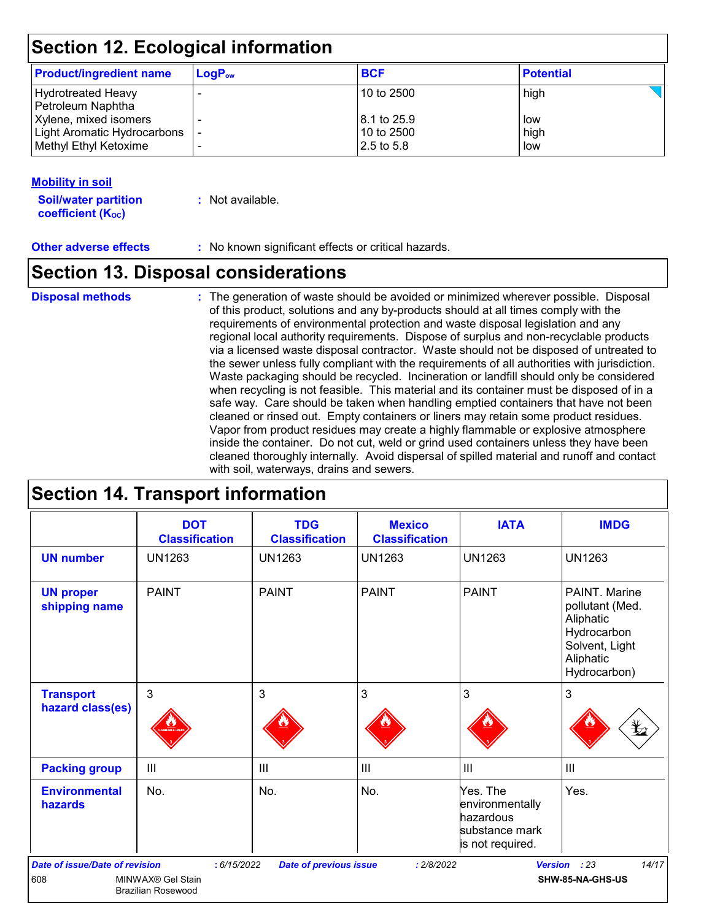## Section 12. Ecological information

| Product/ingredient name | $LogP_{ow}$ | BCF | Potential |
|---|---|---|---|
| Hydrotreated Heavy Petroleum Naphtha | - | 10 to 2500 | high |
| Xylene, mixed isomers | - | 8.1 to 25.9 | low |
| Light Aromatic Hydrocarbons | - | 10 to 2500 | high |
| Methyl Ethyl Ketoxime | - | 2.5 to 5.8 | low |

**Mobility in soil**

**Soil/water partition coefficient ($K_{OC}$)** : Not available.

**Other adverse effects** : No known significant effects or critical hazards.

## Section 13. Disposal considerations

**Disposal methods** : The generation of waste should be avoided or minimized wherever possible. Disposal of this product, solutions and any by-products should at all times comply with the requirements of environmental protection and waste disposal legislation and any regional local authority requirements. Dispose of surplus and non-recyclable products via a licensed waste disposal contractor. Waste should not be disposed of untreated to the sewer unless fully compliant with the requirements of all authorities with jurisdiction. Waste packaging should be recycled. Incineration or landfill should only be considered when recycling is not feasible. This material and its container must be disposed of in a safe way. Care should be taken when handling emptied containers that have not been cleaned or rinsed out. Empty containers or liners may retain some product residues. Vapor from product residues may create a highly flammable or explosive atmosphere inside the container. Do not cut, weld or grind used containers unless they have been cleaned thoroughly internally. Avoid dispersal of spilled material and runoff and contact with soil, waterways, drains and sewers.

## Section 14. Transport information

| | DOT Classification | TDG Classification | Mexico Classification | IATA | IMDG |
|---|---|---|---|---|---|
| **UN number** | UN1263 | UN1263 | UN1263 | UN1263 | UN1263 |
| **UN proper shipping name** | PAINT | PAINT | PAINT | PAINT | PAINT. Marine pollutant (Med. Aliphatic Hydrocarbon Solvent, Light Aliphatic Hydrocarbon) |
| **Transport hazard class(es)** | 3 | 3 | 3 | 3 | 3 |
| **Packing group** | III | III | III | III | III |
| **Environmental hazards** | No. | No. | No. | Yes. The environmentally hazardous substance mark is not required. | Yes. |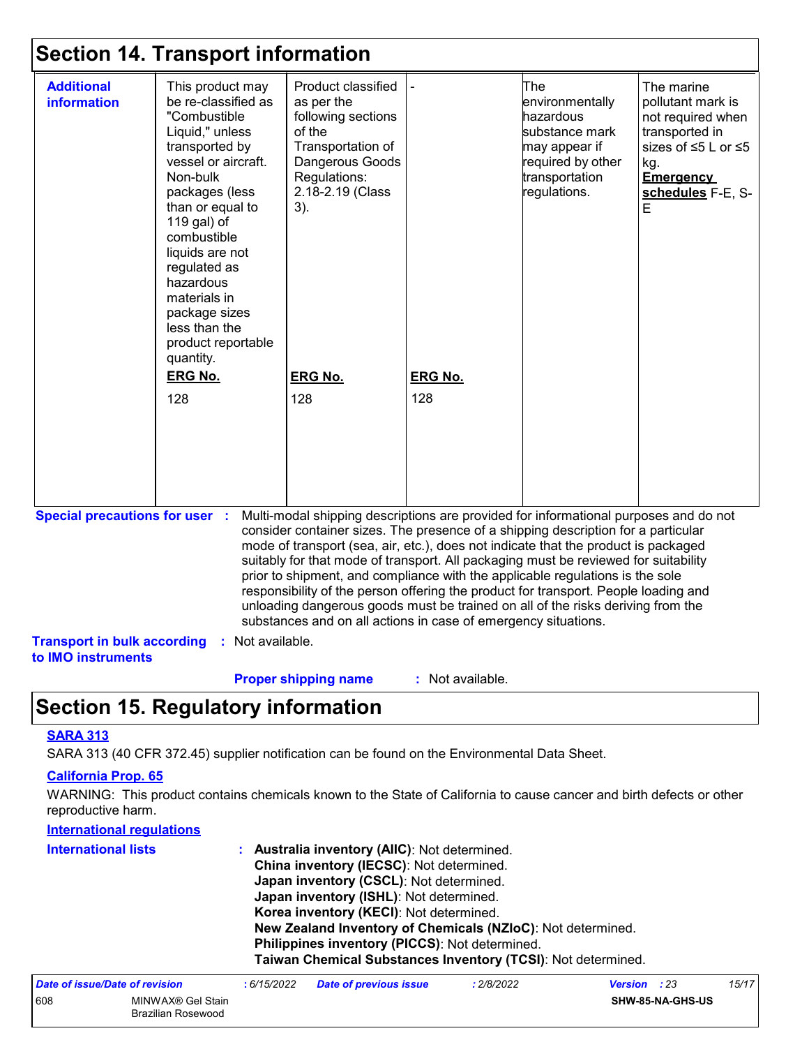# Section 14. Transport information

| Additional information | This product may be re-classified as "Combustible Liquid," unless transported by vessel or aircraft. Non-bulk packages (less than or equal to 119 gal) of combustible liquids are not regulated as hazardous materials in package sizes less than the product reportable quantity. **ERG No.** 128 | Product classified as per the following sections of the Transportation of Dangerous Goods Regulations: 2.18-2.19 (Class 3). **ERG No.** 128 | - **ERG No.** 128 | The environmentally hazardous substance mark may appear if required by other transportation regulations. | The marine pollutant mark is not required when transported in sizes of ≤5 L or ≤5 kg. **Emergency schedules** F-E, S-E |
|---|---|---|---|---|---|

**Special precautions for user** : Multi-modal shipping descriptions are provided for informational purposes and do not consider container sizes. The presence of a shipping description for a particular mode of transport (sea, air, etc.), does not indicate that the product is packaged suitably for that mode of transport. All packaging must be reviewed for suitability prior to shipment, and compliance with the applicable regulations is the sole responsibility of the person offering the product for transport. People loading and unloading dangerous goods must be trained on all of the risks deriving from the substances and on all actions in case of emergency situations.

**Transport in bulk according to IMO instruments** : Not available.

**Proper shipping name** : Not available.

# Section 15. Regulatory information

**SARA 313**

SARA 313 (40 CFR 372.45) supplier notification can be found on the Environmental Data Sheet.

**California Prop. 65**

WARNING: This product contains chemicals known to the State of California to cause cancer and birth defects or other reproductive harm.

**International regulations**

**International lists** :
**Australia inventory (AIIC)**: Not determined.
**China inventory (IECSC)**: Not determined.
**Japan inventory (CSCL)**: Not determined.
**Japan inventory (ISHL)**: Not determined.
**Korea inventory (KECI)**: Not determined.
**New Zealand Inventory of Chemicals (NZIoC)**: Not determined.
**Philippines inventory (PICCS)**: Not determined.
**Taiwan Chemical Substances Inventory (TCSI)**: Not determined.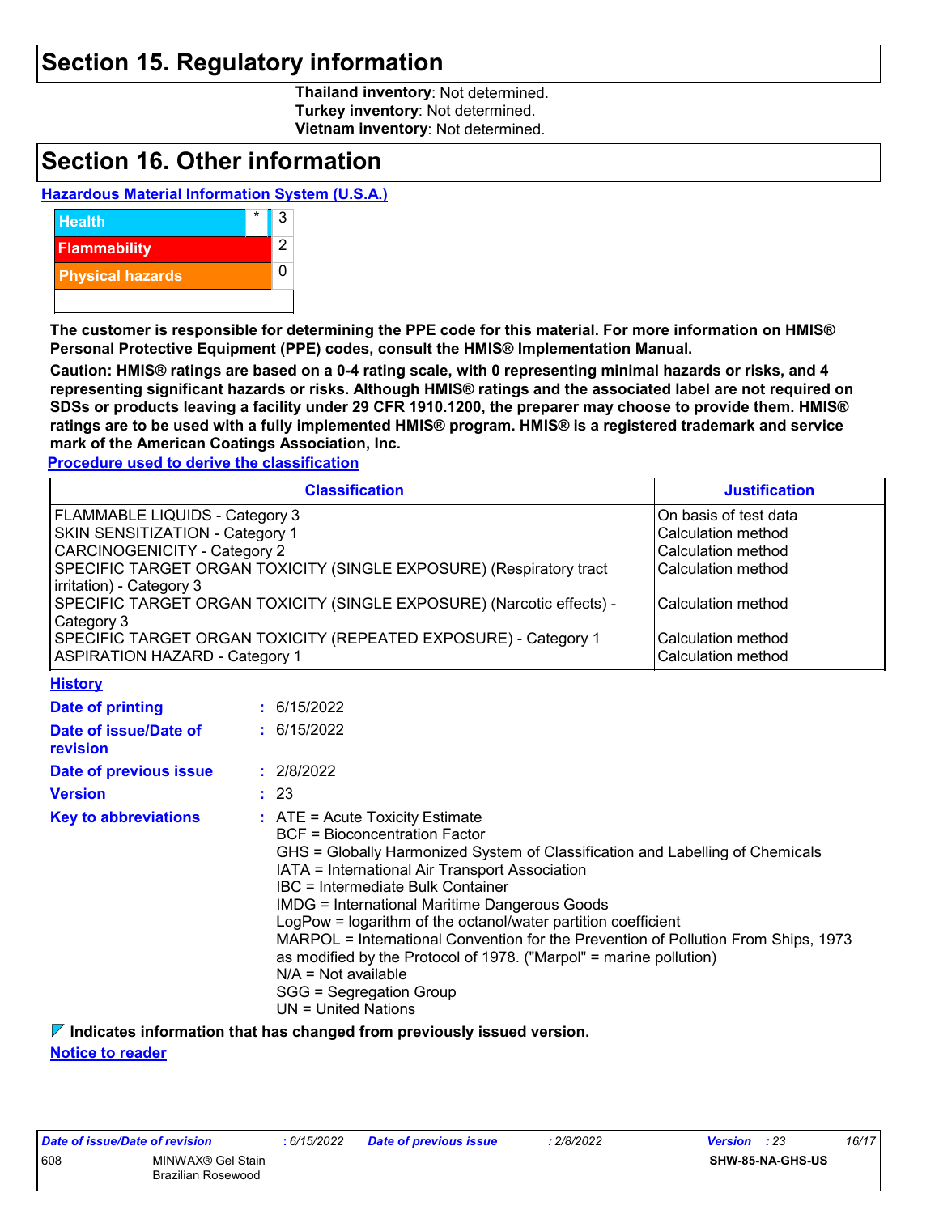## Section 15. Regulatory information

**Thailand inventory**: Not determined.
**Turkey inventory**: Not determined.
**Vietnam inventory**: Not determined.

## Section 16. Other information

**Hazardous Material Information System (U.S.A.)**

| | | |
|---|---|---|
| Health | * | 3 |
| Flammability | | 2 |
| Physical hazards | | 0 |

**The customer is responsible for determining the PPE code for this material. For more information on HMIS® Personal Protective Equipment (PPE) codes, consult the HMIS® Implementation Manual.**

**Caution: HMIS® ratings are based on a 0-4 rating scale, with 0 representing minimal hazards or risks, and 4 representing significant hazards or risks. Although HMIS® ratings and the associated label are not required on SDSs or products leaving a facility under 29 CFR 1910.1200, the preparer may choose to provide them. HMIS® ratings are to be used with a fully implemented HMIS® program. HMIS® is a registered trademark and service mark of the American Coatings Association, Inc.**

**Procedure used to derive the classification**

| Classification | Justification |
|---|---|
| FLAMMABLE LIQUIDS - Category 3 | On basis of test data |
| SKIN SENSITIZATION - Category 1 | Calculation method |
| CARCINOGENICITY - Category 2 | Calculation method |
| SPECIFIC TARGET ORGAN TOXICITY (SINGLE EXPOSURE) (Respiratory tract irritation) - Category 3 | Calculation method |
| SPECIFIC TARGET ORGAN TOXICITY (SINGLE EXPOSURE) (Narcotic effects) - Category 3 | Calculation method |
| SPECIFIC TARGET ORGAN TOXICITY (REPEATED EXPOSURE) - Category 1 | Calculation method |
| ASPIRATION HAZARD - Category 1 | Calculation method |

**History**

**Date of printing** : 6/15/2022

**Date of issue/Date of revision** : 6/15/2022

**Date of previous issue** : 2/8/2022

**Version** : 23

**Key to abbreviations** :
ATE = Acute Toxicity Estimate
BCF = Bioconcentration Factor
GHS = Globally Harmonized System of Classification and Labelling of Chemicals
IATA = International Air Transport Association
IBC = Intermediate Bulk Container
IMDG = International Maritime Dangerous Goods
LogPow = logarithm of the octanol/water partition coefficient
MARPOL = International Convention for the Prevention of Pollution From Ships, 1973 as modified by the Protocol of 1978. ("Marpol" = marine pollution)
N/A = Not available
SGG = Segregation Group
UN = United Nations

**Indicates information that has changed from previously issued version.**

**Notice to reader**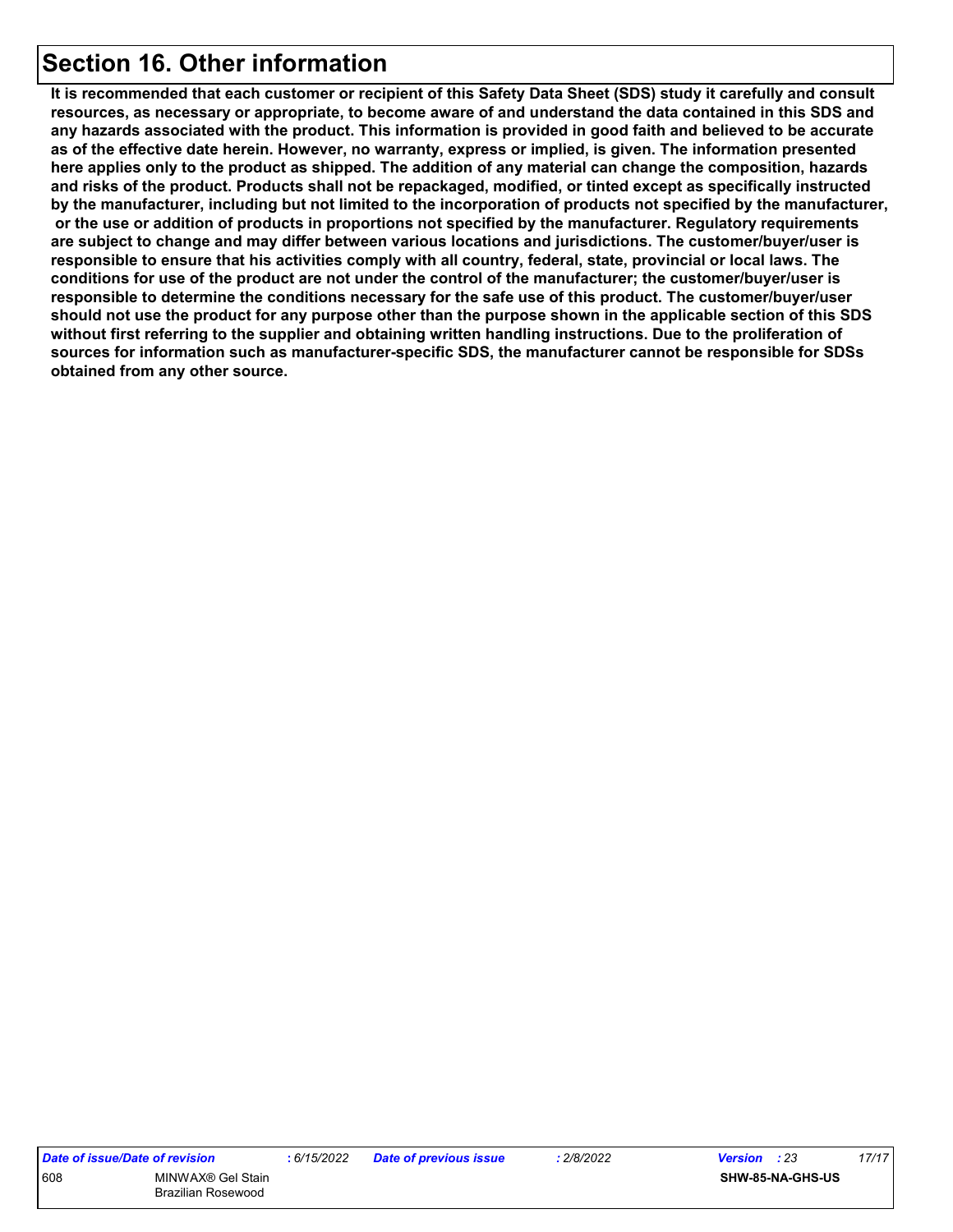## Section 16. Other information

**It is recommended that each customer or recipient of this Safety Data Sheet (SDS) study it carefully and consult resources, as necessary or appropriate, to become aware of and understand the data contained in this SDS and any hazards associated with the product. This information is provided in good faith and believed to be accurate as of the effective date herein. However, no warranty, express or implied, is given. The information presented here applies only to the product as shipped. The addition of any material can change the composition, hazards and risks of the product. Products shall not be repackaged, modified, or tinted except as specifically instructed by the manufacturer, including but not limited to the incorporation of products not specified by the manufacturer, or the use or addition of products in proportions not specified by the manufacturer. Regulatory requirements are subject to change and may differ between various locations and jurisdictions. The customer/buyer/user is responsible to ensure that his activities comply with all country, federal, state, provincial or local laws. The conditions for use of the product are not under the control of the manufacturer; the customer/buyer/user is responsible to determine the conditions necessary for the safe use of this product. The customer/buyer/user should not use the product for any purpose other than the purpose shown in the applicable section of this SDS without first referring to the supplier and obtaining written handling instructions. Due to the proliferation of sources for information such as manufacturer-specific SDS, the manufacturer cannot be responsible for SDSs obtained from any other source.**